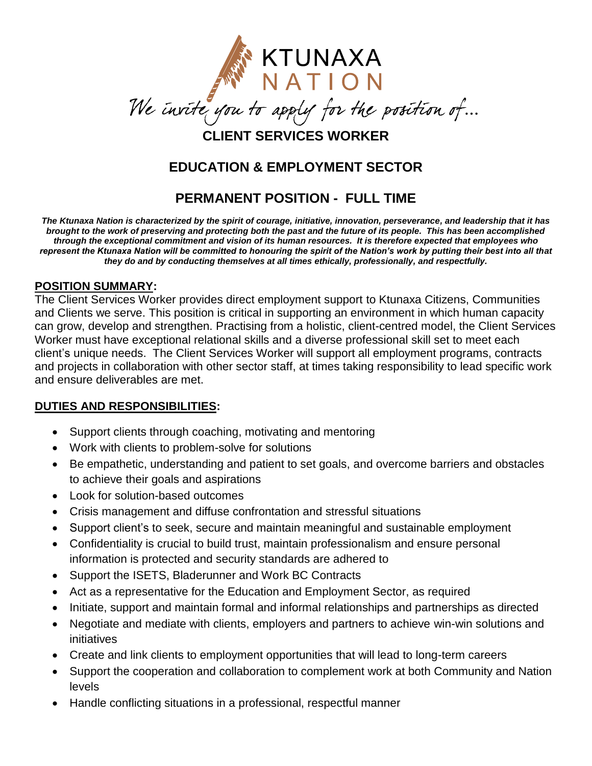KTUNAXA
NATION

*We invite you to apply for the position of…*

# CLIENT SERVICES WORKER

## EDUCATION & EMPLOYMENT SECTOR

## PERMANENT POSITION - FULL TIME

***The Ktunaxa Nation is characterized by the spirit of courage, initiative, innovation, perseverance, and leadership that it has brought to the work of preserving and protecting both the past and the future of its people. This has been accomplished through the exceptional commitment and vision of its human resources. It is therefore expected that employees who represent the Ktunaxa Nation will be committed to honouring the spirit of the Nation's work by putting their best into all that they do and by conducting themselves at all times ethically, professionally, and respectfully.***

**POSITION SUMMARY:**

The Client Services Worker provides direct employment support to Ktunaxa Citizens, Communities and Clients we serve. This position is critical in supporting an environment in which human capacity can grow, develop and strengthen. Practising from a holistic, client-centred model, the Client Services Worker must have exceptional relational skills and a diverse professional skill set to meet each client's unique needs. The Client Services Worker will support all employment programs, contracts and projects in collaboration with other sector staff, at times taking responsibility to lead specific work and ensure deliverables are met.

**DUTIES AND RESPONSIBILITIES:**

- Support clients through coaching, motivating and mentoring
- Work with clients to problem-solve for solutions
- Be empathetic, understanding and patient to set goals, and overcome barriers and obstacles to achieve their goals and aspirations
- Look for solution-based outcomes
- Crisis management and diffuse confrontation and stressful situations
- Support client's to seek, secure and maintain meaningful and sustainable employment
- Confidentiality is crucial to build trust, maintain professionalism and ensure personal information is protected and security standards are adhered to
- Support the ISETS, Bladerunner and Work BC Contracts
- Act as a representative for the Education and Employment Sector, as required
- Initiate, support and maintain formal and informal relationships and partnerships as directed
- Negotiate and mediate with clients, employers and partners to achieve win-win solutions and initiatives
- Create and link clients to employment opportunities that will lead to long-term careers
- Support the cooperation and collaboration to complement work at both Community and Nation levels
- Handle conflicting situations in a professional, respectful manner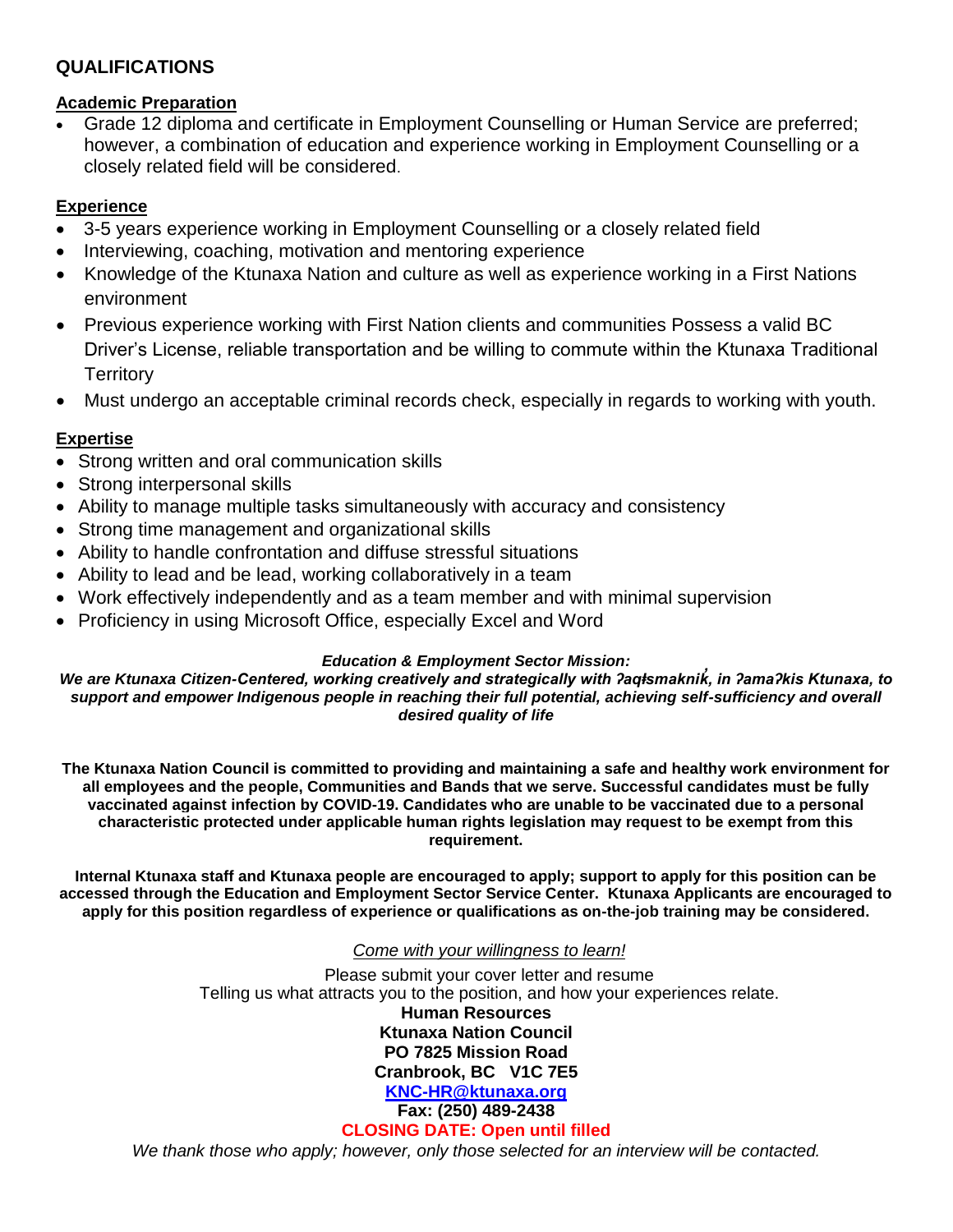## QUALIFICATIONS

### Academic Preparation

- Grade 12 diploma and certificate in Employment Counselling or Human Service are preferred; however, a combination of education and experience working in Employment Counselling or a closely related field will be considered.

### Experience

- 3-5 years experience working in Employment Counselling or a closely related field
- Interviewing, coaching, motivation and mentoring experience
- Knowledge of the Ktunaxa Nation and culture as well as experience working in a First Nations environment
- Previous experience working with First Nation clients and communities Possess a valid BC Driver's License, reliable transportation and be willing to commute within the Ktunaxa Traditional Territory
- Must undergo an acceptable criminal records check, especially in regards to working with youth.

### Expertise

- Strong written and oral communication skills
- Strong interpersonal skills
- Ability to manage multiple tasks simultaneously with accuracy and consistency
- Strong time management and organizational skills
- Ability to handle confrontation and diffuse stressful situations
- Ability to lead and be lead, working collaboratively in a team
- Work effectively independently and as a team member and with minimal supervision
- Proficiency in using Microsoft Office, especially Excel and Word

***Education & Employment Sector Mission:***
***We are Ktunaxa Citizen-Centered, working creatively and strategically with ʔaqⱡsmaknik̓, in ʔamaʔkis Ktunaxa, to support and empower Indigenous people in reaching their full potential, achieving self-sufficiency and overall desired quality of life***

**The Ktunaxa Nation Council is committed to providing and maintaining a safe and healthy work environment for all employees and the people, Communities and Bands that we serve. Successful candidates must be fully vaccinated against infection by COVID-19. Candidates who are unable to be vaccinated due to a personal characteristic protected under applicable human rights legislation may request to be exempt from this requirement.**

**Internal Ktunaxa staff and Ktunaxa people are encouraged to apply; support to apply for this position can be accessed through the Education and Employment Sector Service Center. Ktunaxa Applicants are encouraged to apply for this position regardless of experience or qualifications as on-the-job training may be considered.**

*Come with your willingness to learn!*

Please submit your cover letter and resume
Telling us what attracts you to the position, and how your experiences relate.

**Human Resources**
**Ktunaxa Nation Council**
**PO 7825 Mission Road**
**Cranbrook, BC V1C 7E5**
**KNC-HR@ktunaxa.org**
**Fax: (250) 489-2438**

**CLOSING DATE: Open until filled**

*We thank those who apply; however, only those selected for an interview will be contacted.*